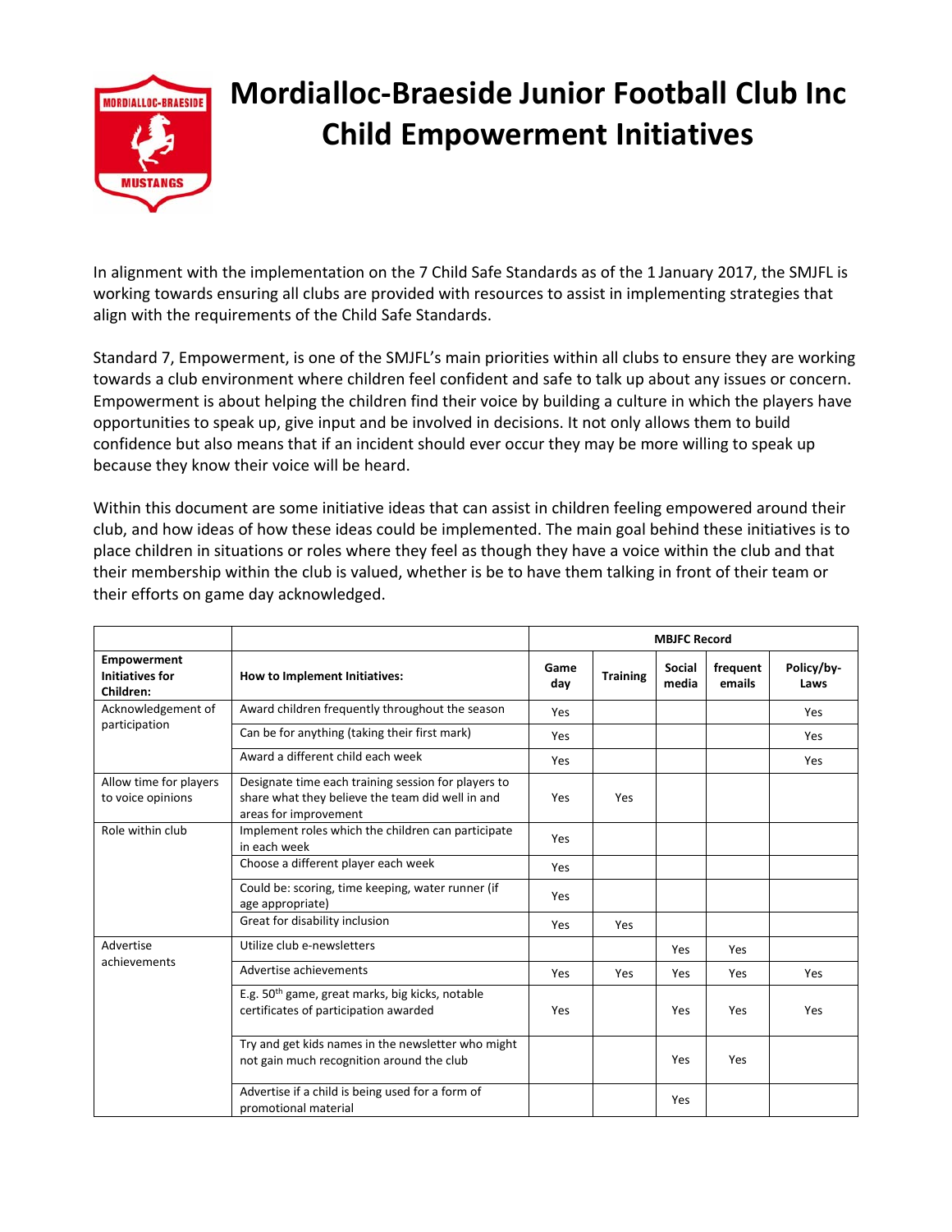# Mordialloc-Braeside Junior Football Club Inc
# Child Empowerment Initiatives

In alignment with the implementation on the 7 Child Safe Standards as of the 1 January 2017, the SMJFL is working towards ensuring all clubs are provided with resources to assist in implementing strategies that align with the requirements of the Child Safe Standards.

Standard 7, Empowerment, is one of the SMJFL's main priorities within all clubs to ensure they are working towards a club environment where children feel confident and safe to talk up about any issues or concern. Empowerment is about helping the children find their voice by building a culture in which the players have opportunities to speak up, give input and be involved in decisions. It not only allows them to build confidence but also means that if an incident should ever occur they may be more willing to speak up because they know their voice will be heard.

Within this document are some initiative ideas that can assist in children feeling empowered around their club, and how ideas of how these ideas could be implemented. The main goal behind these initiatives is to place children in situations or roles where they feel as though they have a voice within the club and that their membership within the club is valued, whether is be to have them talking in front of their team or their efforts on game day acknowledged.

| | | MBJFC Record | | | | |
|---|---|---|---|---|---|---|
| **Empowerment Initiatives for Children:** | **How to Implement Initiatives:** | **Game day** | **Training** | **Social media** | **frequent emails** | **Policy/by-Laws** |
| Acknowledgement of participation | Award children frequently throughout the season | Yes | | | | Yes |
| | Can be for anything (taking their first mark) | Yes | | | | Yes |
| | Award a different child each week | Yes | | | | Yes |
| Allow time for players to voice opinions | Designate time each training session for players to share what they believe the team did well in and areas for improvement | Yes | Yes | | | |
| Role within club | Implement roles which the children can participate in each week | Yes | | | | |
| | Choose a different player each week | Yes | | | | |
| | Could be: scoring, time keeping, water runner (if age appropriate) | Yes | | | | |
| | Great for disability inclusion | Yes | Yes | | | |
| Advertise achievements | Utilize club e-newsletters | | | Yes | Yes | |
| | Advertise achievements | Yes | Yes | Yes | Yes | Yes |
| | E.g. 50th game, great marks, big kicks, notable certificates of participation awarded | Yes | | Yes | Yes | Yes |
| | Try and get kids names in the newsletter who might not gain much recognition around the club | | | Yes | Yes | |
| | Advertise if a child is being used for a form of promotional material | | | Yes | | |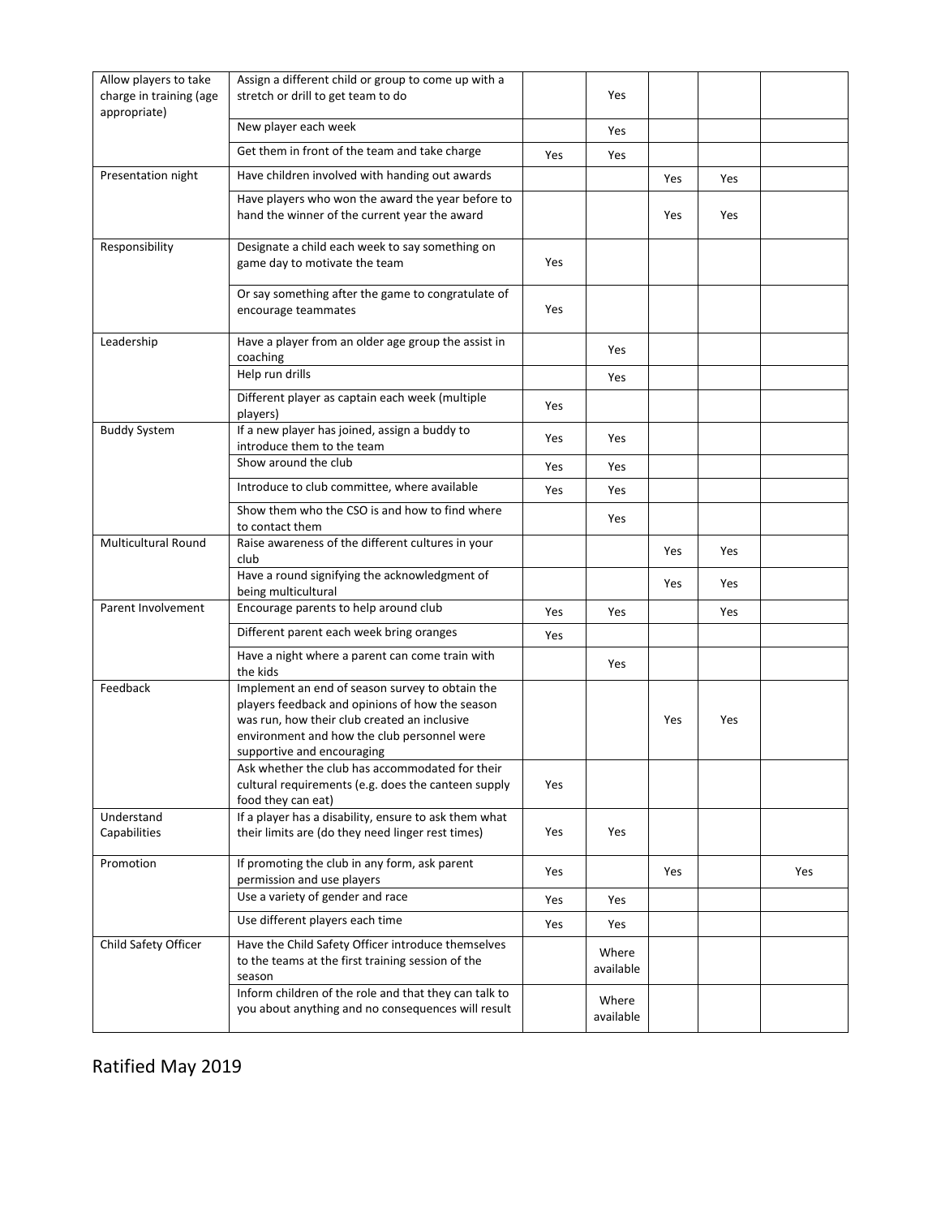| | | | | | | |
|---|---|---|---|---|---|---|
| Allow players to take charge in training (age appropriate) | Assign a different child or group to come up with a stretch or drill to get team to do | | Yes | | | |
| | New player each week | | Yes | | | |
| | Get them in front of the team and take charge | Yes | Yes | | | |
| Presentation night | Have children involved with handing out awards | | | Yes | Yes | |
| | Have players who won the award the year before to hand the winner of the current year the award | | | Yes | Yes | |
| Responsibility | Designate a child each week to say something on game day to motivate the team | Yes | | | | |
| | Or say something after the game to congratulate of encourage teammates | Yes | | | | |
| Leadership | Have a player from an older age group the assist in coaching | | Yes | | | |
| | Help run drills | | Yes | | | |
| | Different player as captain each week (multiple players) | Yes | | | | |
| Buddy System | If a new player has joined, assign a buddy to introduce them to the team | Yes | Yes | | | |
| | Show around the club | Yes | Yes | | | |
| | Introduce to club committee, where available | Yes | Yes | | | |
| | Show them who the CSO is and how to find where to contact them | | Yes | | | |
| Multicultural Round | Raise awareness of the different cultures in your club | | | Yes | Yes | |
| | Have a round signifying the acknowledgment of being multicultural | | | Yes | Yes | |
| Parent Involvement | Encourage parents to help around club | Yes | Yes | | Yes | |
| | Different parent each week bring oranges | Yes | | | | |
| | Have a night where a parent can come train with the kids | | Yes | | | |
| Feedback | Implement an end of season survey to obtain the players feedback and opinions of how the season was run, how their club created an inclusive environment and how the club personnel were supportive and encouraging | | | Yes | Yes | |
| | Ask whether the club has accommodated for their cultural requirements (e.g. does the canteen supply food they can eat) | Yes | | | | |
| Understand Capabilities | If a player has a disability, ensure to ask them what their limits are (do they need linger rest times) | Yes | Yes | | | |
| Promotion | If promoting the club in any form, ask parent permission and use players | Yes | | Yes | | Yes |
| | Use a variety of gender and race | Yes | Yes | | | |
| | Use different players each time | Yes | Yes | | | |
| Child Safety Officer | Have the Child Safety Officer introduce themselves to the teams at the first training session of the season | | Where available | | | |
| | Inform children of the role and that they can talk to you about anything and no consequences will result | | Where available | | | |

Ratified May 2019